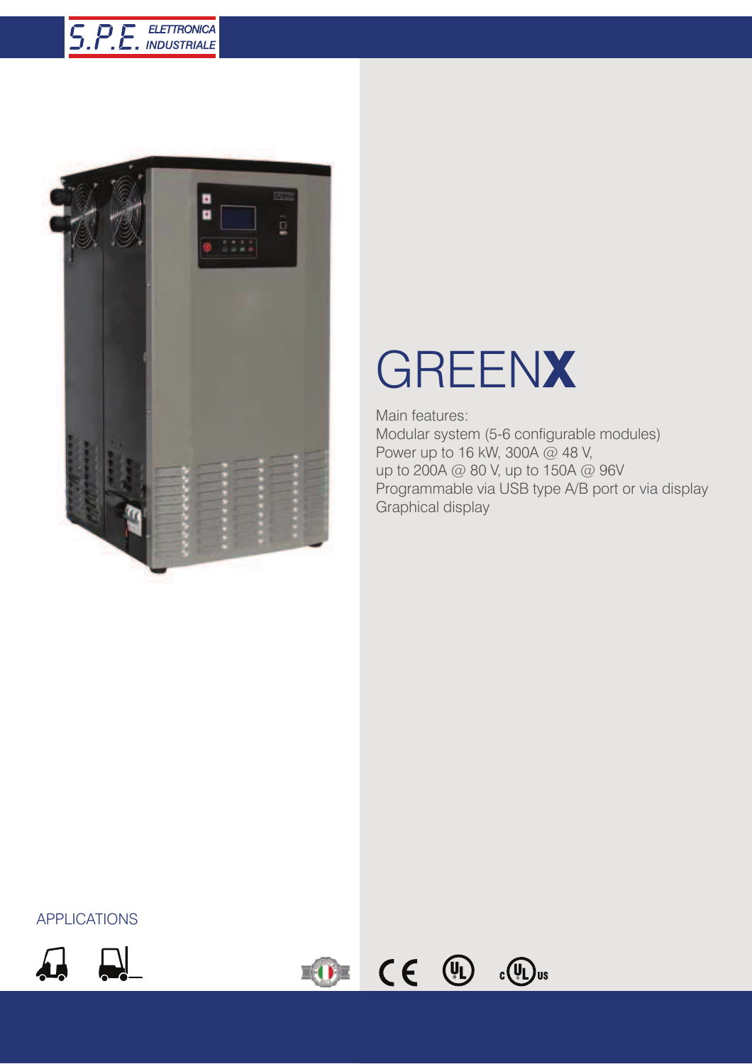S.P.E. ELETTRONICA INDUSTRIALE

# GREEN**X**

Main features:
Modular system (5-6 configurable modules)
Power up to 16 kW, 300A @ 48 V,
up to 200A @ 80 V, up to 150A @ 96V
Programmable via USB type A/B port or via display
Graphical display

APPLICATIONS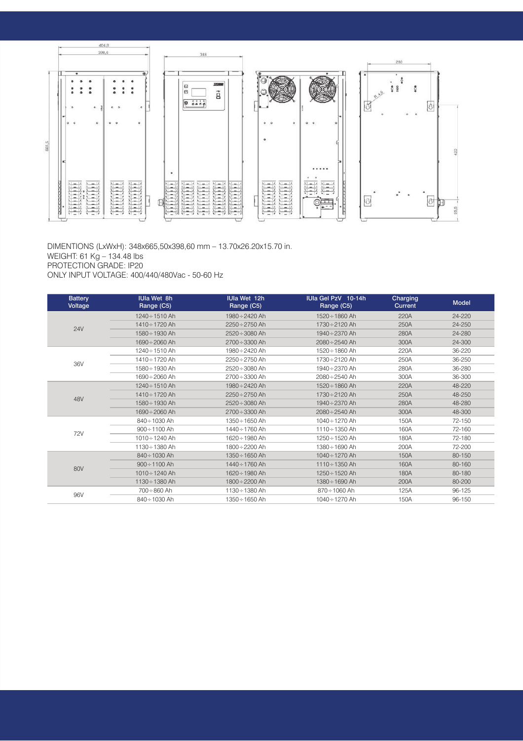DIMENTIONS (LxWxH): 348x665,50x398,60 mm – 13.70x26.20x15.70 in.
WEIGHT: 61 Kg – 134.48 lbs
PROTECTION GRADE: IP20
ONLY INPUT VOLTAGE: 400/440/480Vac - 50-60 Hz

| Battery Voltage | IUIa Wet 8h Range (C5) | IUIa Wet 12h Range (C5) | IUIa Gel PzV 10-14h Range (C5) | Charging Current | Model |
|---|---|---|---|---|---|
| 24V | 1240÷1510 Ah | 1980÷2420 Ah | 1520÷1860 Ah | 220A | 24-220 |
| | 1410÷1720 Ah | 2250÷2750 Ah | 1730÷2120 Ah | 250A | 24-250 |
| | 1580÷1930 Ah | 2520÷3080 Ah | 1940÷2370 Ah | 280A | 24-280 |
| | 1690÷2060 Ah | 2700÷3300 Ah | 2080÷2540 Ah | 300A | 24-300 |
| 36V | 1240÷1510 Ah | 1980÷2420 Ah | 1520÷1860 Ah | 220A | 36-220 |
| | 1410÷1720 Ah | 2250÷2750 Ah | 1730÷2120 Ah | 250A | 36-250 |
| | 1580÷1930 Ah | 2520÷3080 Ah | 1940÷2370 Ah | 280A | 36-280 |
| | 1690÷2060 Ah | 2700÷3300 Ah | 2080÷2540 Ah | 300A | 36-300 |
| 48V | 1240÷1510 Ah | 1980÷2420 Ah | 1520÷1860 Ah | 220A | 48-220 |
| | 1410÷1720 Ah | 2250÷2750 Ah | 1730÷2120 Ah | 250A | 48-250 |
| | 1580÷1930 Ah | 2520÷3080 Ah | 1940÷2370 Ah | 280A | 48-280 |
| | 1690÷2060 Ah | 2700÷3300 Ah | 2080÷2540 Ah | 300A | 48-300 |
| 72V | 840÷1030 Ah | 1350÷1650 Ah | 1040÷1270 Ah | 150A | 72-150 |
| | 900÷1100 Ah | 1440÷1760 Ah | 1110÷1350 Ah | 160A | 72-160 |
| | 1010÷1240 Ah | 1620÷1980 Ah | 1250÷1520 Ah | 180A | 72-180 |
| | 1130÷1380 Ah | 1800÷2200 Ah | 1380÷1690 Ah | 200A | 72-200 |
| 80V | 840÷1030 Ah | 1350÷1650 Ah | 1040÷1270 Ah | 150A | 80-150 |
| | 900÷1100 Ah | 1440÷1760 Ah | 1110÷1350 Ah | 160A | 80-160 |
| | 1010÷1240 Ah | 1620÷1980 Ah | 1250÷1520 Ah | 180A | 80-180 |
| | 1130÷1380 Ah | 1800÷2200 Ah | 1380÷1690 Ah | 200A | 80-200 |
| 96V | 700÷860 Ah | 1130÷1380 Ah | 870÷1060 Ah | 125A | 96-125 |
| | 840÷1030 Ah | 1350÷1650 Ah | 1040÷1270 Ah | 150A | 96-150 |